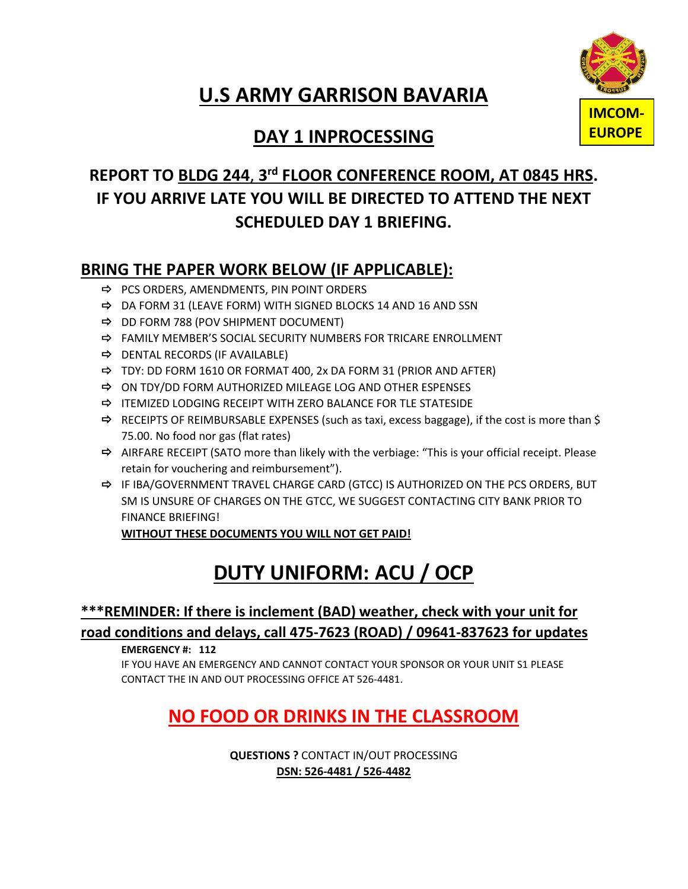# U.S ARMY GARRISON BAVARIA

IMCOM-EUROPE

## DAY 1 INPROCESSING

**REPORT TO BLDG 244, 3rd FLOOR CONFERENCE ROOM, AT 0845 HRS. IF YOU ARRIVE LATE YOU WILL BE DIRECTED TO ATTEND THE NEXT SCHEDULED DAY 1 BRIEFING.**

### BRING THE PAPER WORK BELOW (IF APPLICABLE):

- PCS ORDERS, AMENDMENTS, PIN POINT ORDERS
- DA FORM 31 (LEAVE FORM) WITH SIGNED BLOCKS 14 AND 16 AND SSN
- DD FORM 788 (POV SHIPMENT DOCUMENT)
- FAMILY MEMBER'S SOCIAL SECURITY NUMBERS FOR TRICARE ENROLLMENT
- DENTAL RECORDS (IF AVAILABLE)
- TDY: DD FORM 1610 OR FORMAT 400, 2x DA FORM 31 (PRIOR AND AFTER)
- ON TDY/DD FORM AUTHORIZED MILEAGE LOG AND OTHER ESPENSES
- ITEMIZED LODGING RECEIPT WITH ZERO BALANCE FOR TLE STATESIDE
- RECEIPTS OF REIMBURSABLE EXPENSES (such as taxi, excess baggage), if the cost is more than $ 75.00. No food nor gas (flat rates)
- AIRFARE RECEIPT (SATO more than likely with the verbiage: "This is your official receipt. Please retain for vouchering and reimbursement").
- IF IBA/GOVERNMENT TRAVEL CHARGE CARD (GTCC) IS AUTHORIZED ON THE PCS ORDERS, BUT SM IS UNSURE OF CHARGES ON THE GTCC, WE SUGGEST CONTACTING CITY BANK PRIOR TO FINANCE BRIEFING!

  **WITHOUT THESE DOCUMENTS YOU WILL NOT GET PAID!**

## DUTY UNIFORM: ACU / OCP

**\*\*\*REMINDER: If there is inclement (BAD) weather, check with your unit for road conditions and delays, call 475-7623 (ROAD) / 09641-837623 for updates**

**EMERGENCY #: 112**

IF YOU HAVE AN EMERGENCY AND CANNOT CONTACT YOUR SPONSOR OR YOUR UNIT S1 PLEASE CONTACT THE IN AND OUT PROCESSING OFFICE AT 526-4481.

## NO FOOD OR DRINKS IN THE CLASSROOM

**QUESTIONS ?** CONTACT IN/OUT PROCESSING
**DSN: 526-4481 / 526-4482**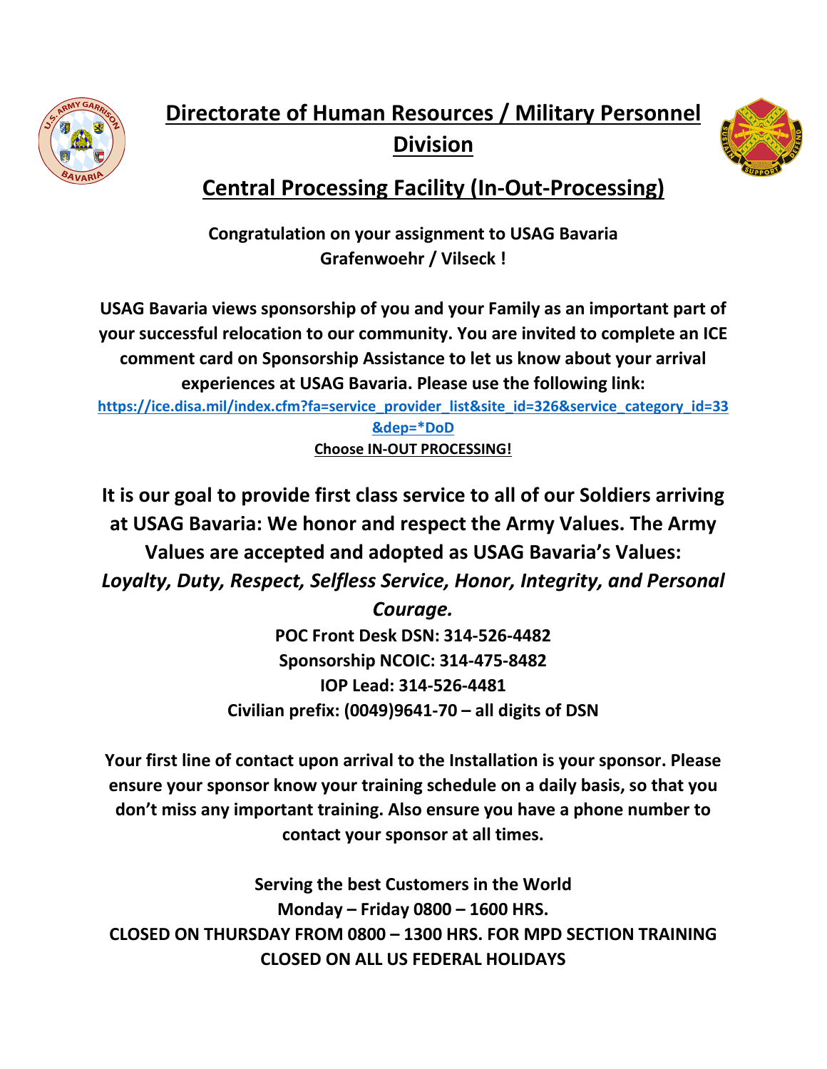# Directorate of Human Resources / Military Personnel Division

## Central Processing Facility (In-Out-Processing)

**Congratulation on your assignment to USAG Bavaria Grafenwoehr / Vilseck !**

**USAG Bavaria views sponsorship of you and your Family as an important part of your successful relocation to our community. You are invited to complete an ICE comment card on Sponsorship Assistance to let us know about your arrival experiences at USAG Bavaria. Please use the following link:**

**https://ice.disa.mil/index.cfm?fa=service_provider_list&site_id=326&service_category_id=33&dep=*DoD**

**Choose IN-OUT PROCESSING!**

**It is our goal to provide first class service to all of our Soldiers arriving at USAG Bavaria: We honor and respect the Army Values. The Army Values are accepted and adopted as USAG Bavaria's Values:**
***Loyalty, Duty, Respect, Selfless Service, Honor, Integrity, and Personal Courage.***

**POC Front Desk DSN: 314-526-4482**
**Sponsorship NCOIC: 314-475-8482**
**IOP Lead: 314-526-4481**
**Civilian prefix: (0049)9641-70 – all digits of DSN**

**Your first line of contact upon arrival to the Installation is your sponsor. Please ensure your sponsor know your training schedule on a daily basis, so that you don't miss any important training. Also ensure you have a phone number to contact your sponsor at all times.**

**Serving the best Customers in the World**
**Monday – Friday 0800 – 1600 HRS.**
**CLOSED ON THURSDAY FROM 0800 – 1300 HRS. FOR MPD SECTION TRAINING**
**CLOSED ON ALL US FEDERAL HOLIDAYS**